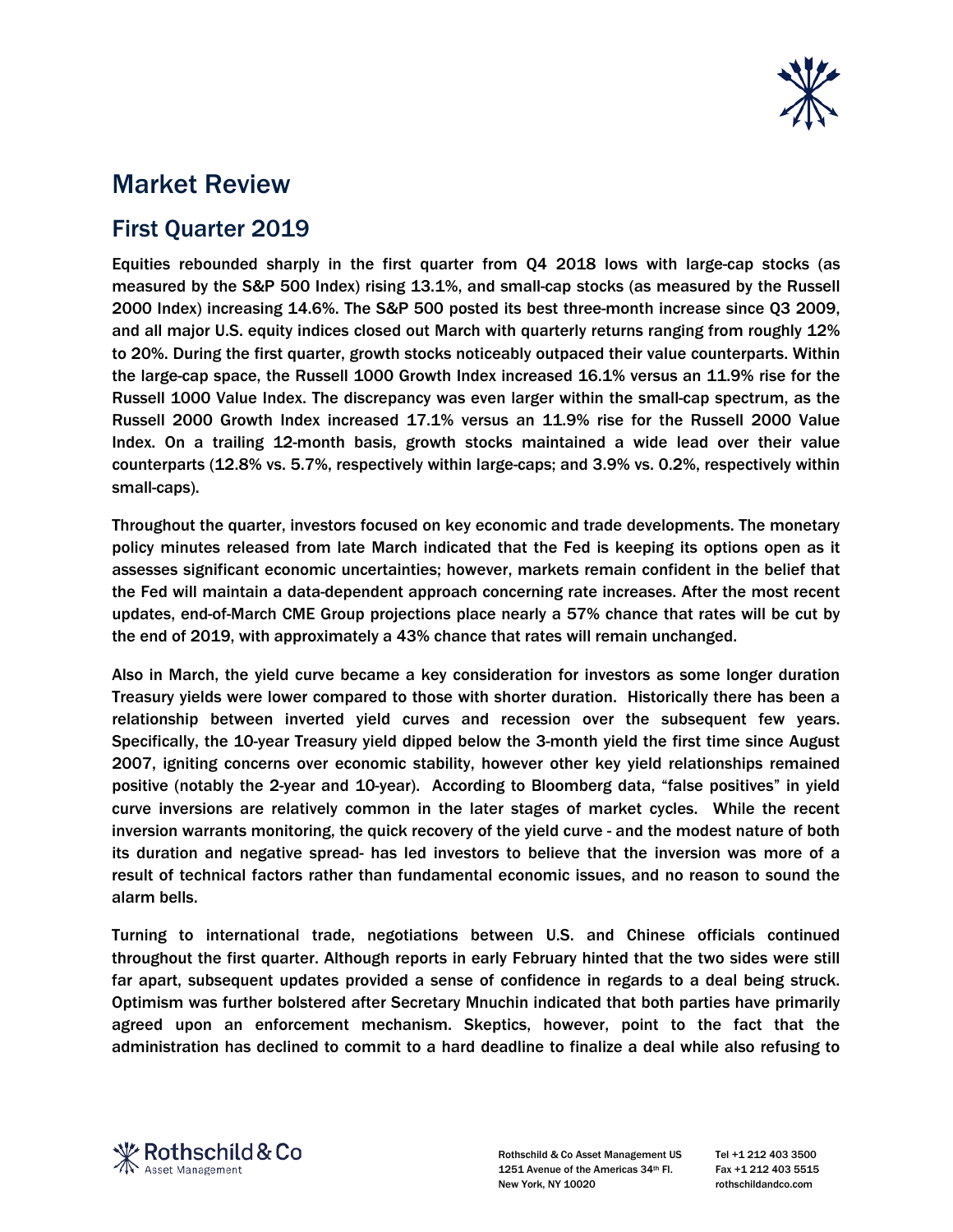# Market Review

## First Quarter 2019

Equities rebounded sharply in the first quarter from Q4 2018 lows with large-cap stocks (as measured by the S&P 500 Index) rising 13.1%, and small-cap stocks (as measured by the Russell 2000 Index) increasing 14.6%. The S&P 500 posted its best three-month increase since Q3 2009, and all major U.S. equity indices closed out March with quarterly returns ranging from roughly 12% to 20%. During the first quarter, growth stocks noticeably outpaced their value counterparts. Within the large-cap space, the Russell 1000 Growth Index increased 16.1% versus an 11.9% rise for the Russell 1000 Value Index. The discrepancy was even larger within the small-cap spectrum, as the Russell 2000 Growth Index increased 17.1% versus an 11.9% rise for the Russell 2000 Value Index. On a trailing 12-month basis, growth stocks maintained a wide lead over their value counterparts (12.8% vs. 5.7%, respectively within large-caps; and 3.9% vs. 0.2%, respectively within small-caps).

Throughout the quarter, investors focused on key economic and trade developments. The monetary policy minutes released from late March indicated that the Fed is keeping its options open as it assesses significant economic uncertainties; however, markets remain confident in the belief that the Fed will maintain a data-dependent approach concerning rate increases. After the most recent updates, end-of-March CME Group projections place nearly a 57% chance that rates will be cut by the end of 2019, with approximately a 43% chance that rates will remain unchanged.

Also in March, the yield curve became a key consideration for investors as some longer duration Treasury yields were lower compared to those with shorter duration. Historically there has been a relationship between inverted yield curves and recession over the subsequent few years. Specifically, the 10-year Treasury yield dipped below the 3-month yield the first time since August 2007, igniting concerns over economic stability, however other key yield relationships remained positive (notably the 2-year and 10-year). According to Bloomberg data, "false positives" in yield curve inversions are relatively common in the later stages of market cycles. While the recent inversion warrants monitoring, the quick recovery of the yield curve - and the modest nature of both its duration and negative spread- has led investors to believe that the inversion was more of a result of technical factors rather than fundamental economic issues, and no reason to sound the alarm bells.

Turning to international trade, negotiations between U.S. and Chinese officials continued throughout the first quarter. Although reports in early February hinted that the two sides were still far apart, subsequent updates provided a sense of confidence in regards to a deal being struck. Optimism was further bolstered after Secretary Mnuchin indicated that both parties have primarily agreed upon an enforcement mechanism. Skeptics, however, point to the fact that the administration has declined to commit to a hard deadline to finalize a deal while also refusing to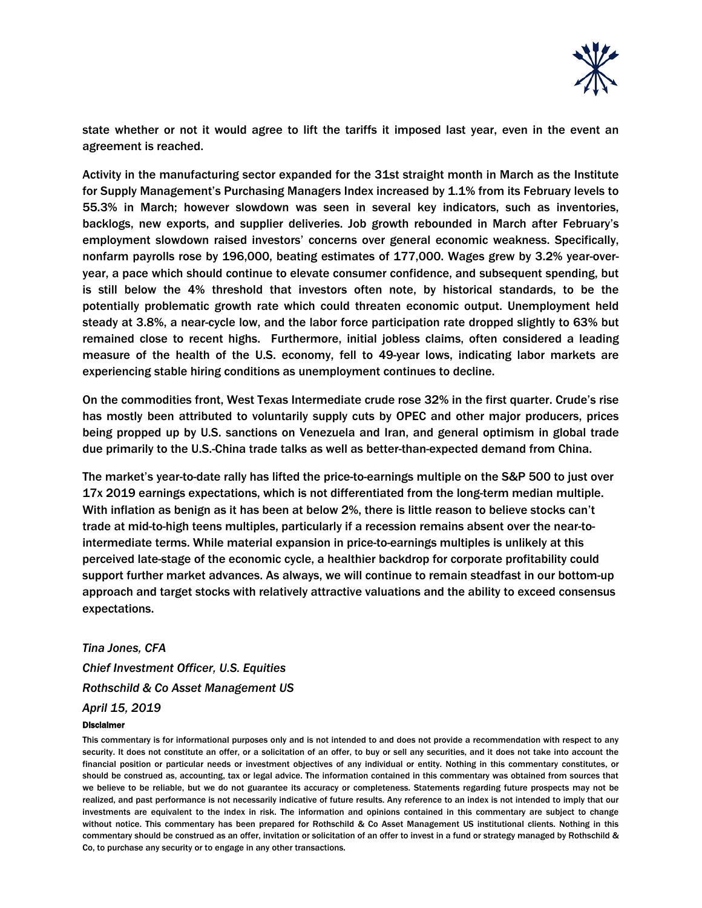state whether or not it would agree to lift the tariffs it imposed last year, even in the event an agreement is reached.

Activity in the manufacturing sector expanded for the 31st straight month in March as the Institute for Supply Management's Purchasing Managers Index increased by 1.1% from its February levels to 55.3% in March; however slowdown was seen in several key indicators, such as inventories, backlogs, new exports, and supplier deliveries. Job growth rebounded in March after February's employment slowdown raised investors' concerns over general economic weakness. Specifically, nonfarm payrolls rose by 196,000, beating estimates of 177,000. Wages grew by 3.2% year-over-year, a pace which should continue to elevate consumer confidence, and subsequent spending, but is still below the 4% threshold that investors often note, by historical standards, to be the potentially problematic growth rate which could threaten economic output. Unemployment held steady at 3.8%, a near-cycle low, and the labor force participation rate dropped slightly to 63% but remained close to recent highs. Furthermore, initial jobless claims, often considered a leading measure of the health of the U.S. economy, fell to 49-year lows, indicating labor markets are experiencing stable hiring conditions as unemployment continues to decline.

On the commodities front, West Texas Intermediate crude rose 32% in the first quarter. Crude's rise has mostly been attributed to voluntarily supply cuts by OPEC and other major producers, prices being propped up by U.S. sanctions on Venezuela and Iran, and general optimism in global trade due primarily to the U.S.-China trade talks as well as better-than-expected demand from China.

The market's year-to-date rally has lifted the price-to-earnings multiple on the S&P 500 to just over 17x 2019 earnings expectations, which is not differentiated from the long-term median multiple. With inflation as benign as it has been at below 2%, there is little reason to believe stocks can't trade at mid-to-high teens multiples, particularly if a recession remains absent over the near-to-intermediate terms. While material expansion in price-to-earnings multiples is unlikely at this perceived late-stage of the economic cycle, a healthier backdrop for corporate profitability could support further market advances. As always, we will continue to remain steadfast in our bottom-up approach and target stocks with relatively attractive valuations and the ability to exceed consensus expectations.

*Tina Jones, CFA*

*Chief Investment Officer, U.S. Equities*

*Rothschild & Co Asset Management US*

*April 15, 2019*

**Disclaimer**

This commentary is for informational purposes only and is not intended to and does not provide a recommendation with respect to any security. It does not constitute an offer, or a solicitation of an offer, to buy or sell any securities, and it does not take into account the financial position or particular needs or investment objectives of any individual or entity. Nothing in this commentary constitutes, or should be construed as, accounting, tax or legal advice. The information contained in this commentary was obtained from sources that we believe to be reliable, but we do not guarantee its accuracy or completeness. Statements regarding future prospects may not be realized, and past performance is not necessarily indicative of future results. Any reference to an index is not intended to imply that our investments are equivalent to the index in risk. The information and opinions contained in this commentary are subject to change without notice. This commentary has been prepared for Rothschild & Co Asset Management US institutional clients. Nothing in this commentary should be construed as an offer, invitation or solicitation of an offer to invest in a fund or strategy managed by Rothschild & Co, to purchase any security or to engage in any other transactions.